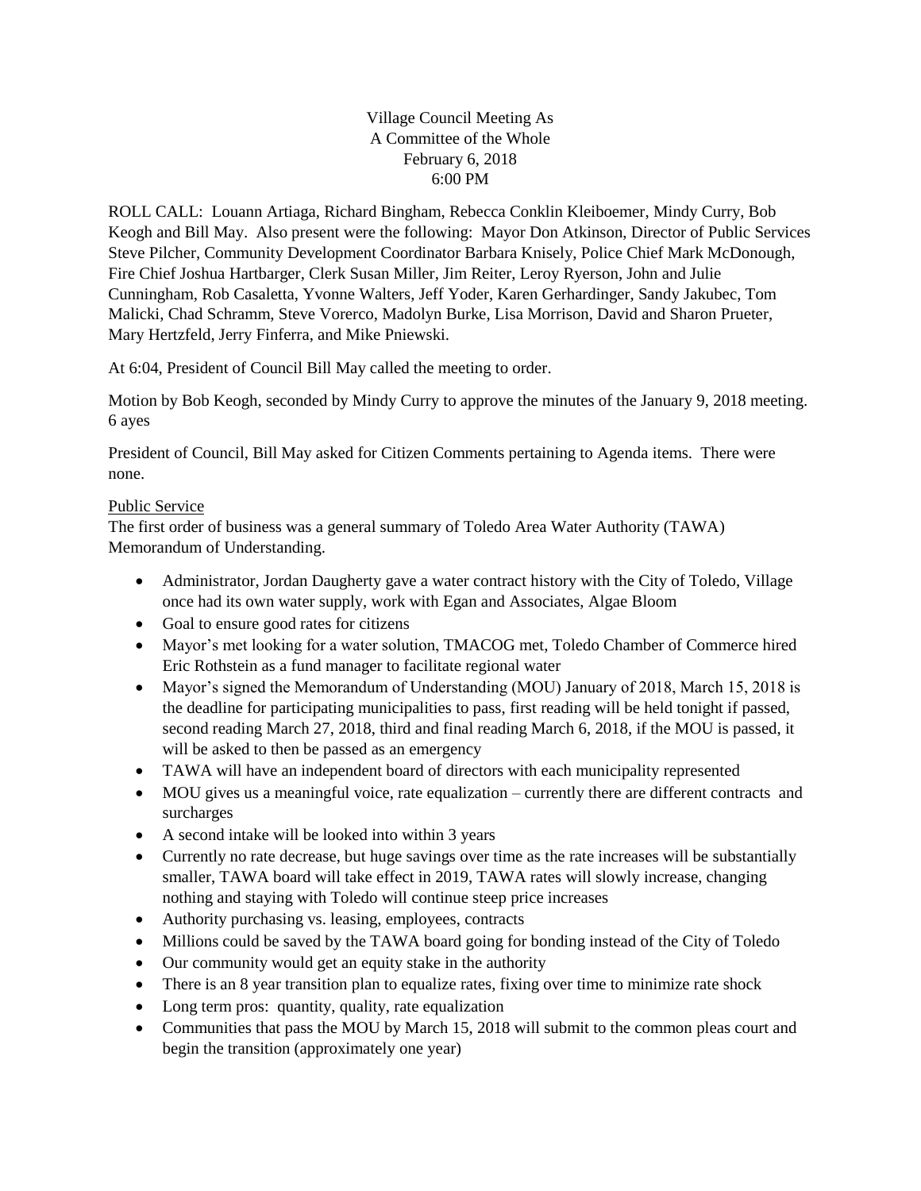Village Council Meeting As
A Committee of the Whole
February 6, 2018
6:00 PM

ROLL CALL: Louann Artiaga, Richard Bingham, Rebecca Conklin Kleiboemer, Mindy Curry, Bob Keogh and Bill May. Also present were the following: Mayor Don Atkinson, Director of Public Services Steve Pilcher, Community Development Coordinator Barbara Knisely, Police Chief Mark McDonough, Fire Chief Joshua Hartbarger, Clerk Susan Miller, Jim Reiter, Leroy Ryerson, John and Julie Cunningham, Rob Casaletta, Yvonne Walters, Jeff Yoder, Karen Gerhardinger, Sandy Jakubec, Tom Malicki, Chad Schramm, Steve Vorerco, Madolyn Burke, Lisa Morrison, David and Sharon Prueter, Mary Hertzfeld, Jerry Finferra, and Mike Pniewski.

At 6:04, President of Council Bill May called the meeting to order.

Motion by Bob Keogh, seconded by Mindy Curry to approve the minutes of the January 9, 2018 meeting. 6 ayes

President of Council, Bill May asked for Citizen Comments pertaining to Agenda items. There were none.

Public Service

The first order of business was a general summary of Toledo Area Water Authority (TAWA) Memorandum of Understanding.

- Administrator, Jordan Daugherty gave a water contract history with the City of Toledo, Village once had its own water supply, work with Egan and Associates, Algae Bloom
- Goal to ensure good rates for citizens
- Mayor's met looking for a water solution, TMACOG met, Toledo Chamber of Commerce hired Eric Rothstein as a fund manager to facilitate regional water
- Mayor's signed the Memorandum of Understanding (MOU) January of 2018, March 15, 2018 is the deadline for participating municipalities to pass, first reading will be held tonight if passed, second reading March 27, 2018, third and final reading March 6, 2018, if the MOU is passed, it will be asked to then be passed as an emergency
- TAWA will have an independent board of directors with each municipality represented
- MOU gives us a meaningful voice, rate equalization – currently there are different contracts and surcharges
- A second intake will be looked into within 3 years
- Currently no rate decrease, but huge savings over time as the rate increases will be substantially smaller, TAWA board will take effect in 2019, TAWA rates will slowly increase, changing nothing and staying with Toledo will continue steep price increases
- Authority purchasing vs. leasing, employees, contracts
- Millions could be saved by the TAWA board going for bonding instead of the City of Toledo
- Our community would get an equity stake in the authority
- There is an 8 year transition plan to equalize rates, fixing over time to minimize rate shock
- Long term pros: quantity, quality, rate equalization
- Communities that pass the MOU by March 15, 2018 will submit to the common pleas court and begin the transition (approximately one year)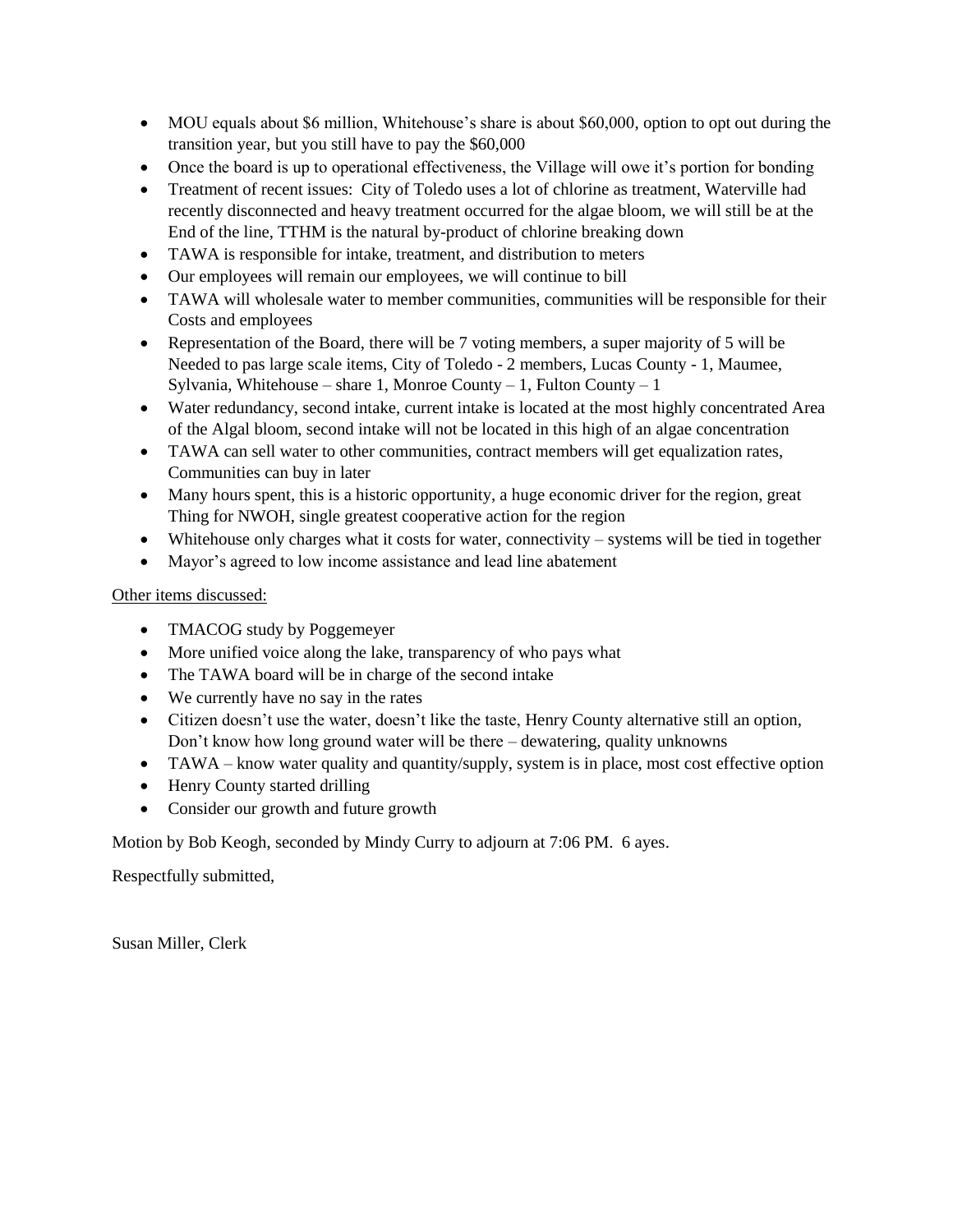- MOU equals about $6 million, Whitehouse's share is about $60,000, option to opt out during the transition year, but you still have to pay the $60,000
- Once the board is up to operational effectiveness, the Village will owe it's portion for bonding
- Treatment of recent issues: City of Toledo uses a lot of chlorine as treatment, Waterville had recently disconnected and heavy treatment occurred for the algae bloom, we will still be at the End of the line, TTHM is the natural by-product of chlorine breaking down
- TAWA is responsible for intake, treatment, and distribution to meters
- Our employees will remain our employees, we will continue to bill
- TAWA will wholesale water to member communities, communities will be responsible for their Costs and employees
- Representation of the Board, there will be 7 voting members, a super majority of 5 will be Needed to pas large scale items, City of Toledo - 2 members, Lucas County - 1, Maumee, Sylvania, Whitehouse – share 1, Monroe County – 1, Fulton County – 1
- Water redundancy, second intake, current intake is located at the most highly concentrated Area of the Algal bloom, second intake will not be located in this high of an algae concentration
- TAWA can sell water to other communities, contract members will get equalization rates, Communities can buy in later
- Many hours spent, this is a historic opportunity, a huge economic driver for the region, great Thing for NWOH, single greatest cooperative action for the region
- Whitehouse only charges what it costs for water, connectivity – systems will be tied in together
- Mayor's agreed to low income assistance and lead line abatement

Other items discussed:

- TMACOG study by Poggemeyer
- More unified voice along the lake, transparency of who pays what
- The TAWA board will be in charge of the second intake
- We currently have no say in the rates
- Citizen doesn't use the water, doesn't like the taste, Henry County alternative still an option, Don't know how long ground water will be there – dewatering, quality unknowns
- TAWA – know water quality and quantity/supply, system is in place, most cost effective option
- Henry County started drilling
- Consider our growth and future growth

Motion by Bob Keogh, seconded by Mindy Curry to adjourn at 7:06 PM. 6 ayes.

Respectfully submitted,

Susan Miller, Clerk